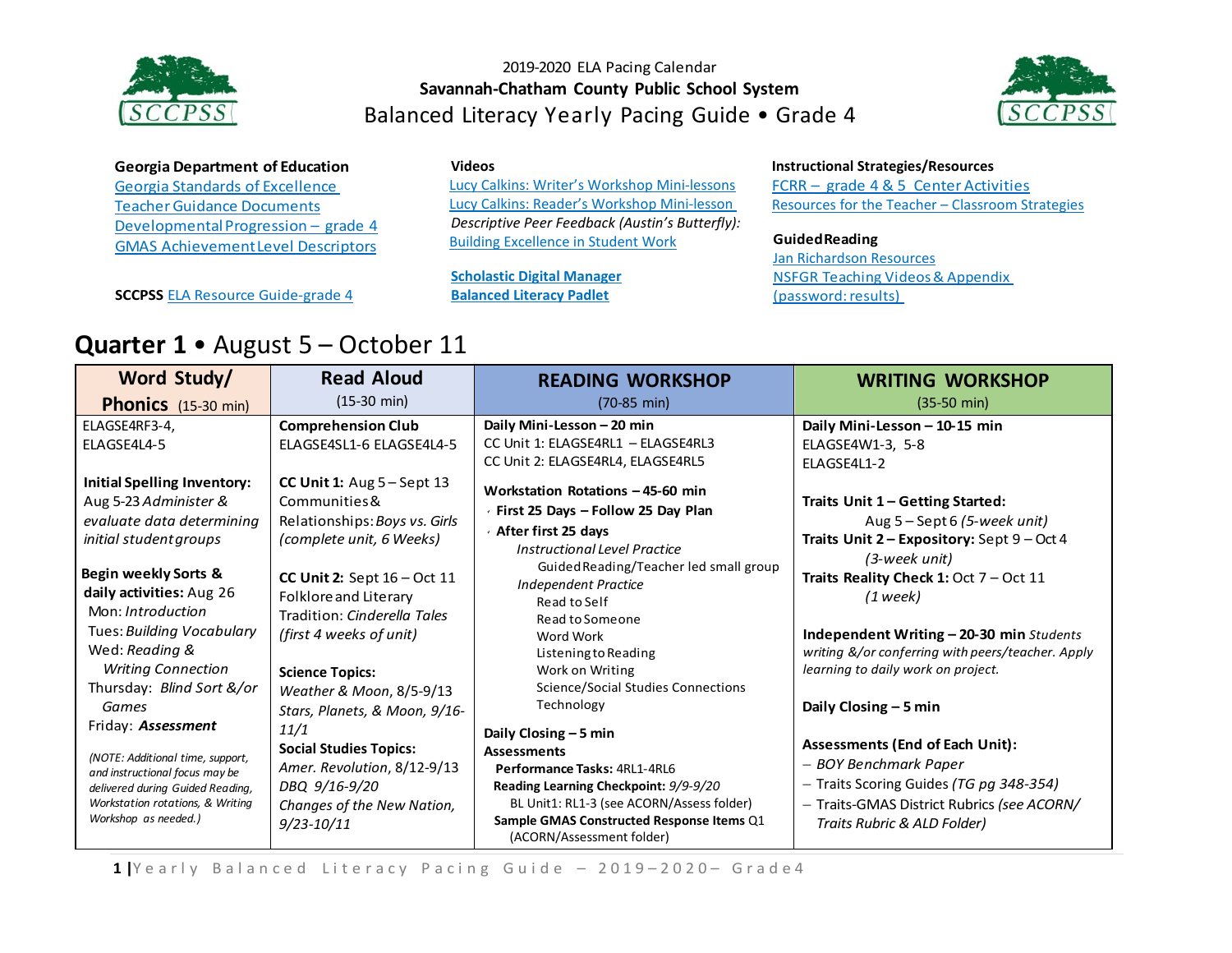2019-2020 ELA Pacing Calendar

**Savannah-Chatham County Public School System**

# Balanced Literacy Yearly Pacing Guide • Grade 4

**Georgia Department of Education**
Georgia Standards of Excellence
Teacher Guidance Documents
Developmental Progression – grade 4
GMAS Achievement Level Descriptors

**SCCPSS** ELA Resource Guide-grade 4

**Videos**
Lucy Calkins: Writer's Workshop Mini-lessons
Lucy Calkins: Reader's Workshop Mini-lesson
*Descriptive Peer Feedback (Austin's Butterfly):*
Building Excellence in Student Work

**Scholastic Digital Manager**
**Balanced Literacy Padlet**

**Instructional Strategies/Resources**
FCRR – grade 4 & 5 Center Activities
Resources for the Teacher – Classroom Strategies

**Guided Reading**
Jan Richardson Resources
NSFGR Teaching Videos & Appendix (password: results)

## Quarter 1 • August 5 – October 11

| Word Study/ Phonics (15-30 min) | Read Aloud (15-30 min) | READING WORKSHOP (70-85 min) | WRITING WORKSHOP (35-50 min) |
|---|---|---|---|
| ELAGSE4RF3-4, ELAGSE4L4-5<br><br>**Initial Spelling Inventory:** Aug 5-23 *Administer & evaluate data determining initial student groups*<br><br>**Begin weekly Sorts & daily activities:** Aug 26<br>Mon: *Introduction*<br>Tues: *Building Vocabulary*<br>Wed: *Reading & Writing Connection*<br>Thursday: *Blind Sort &/or Games*<br>Friday: ***Assessment***<br><br>*(NOTE: Additional time, support, and instructional focus may be delivered during Guided Reading, Workstation rotations, & Writing Workshop as needed.)* | **Comprehension Club**<br>ELAGSE4SL1-6 ELAGSE4L4-5<br><br>**CC Unit 1:** Aug 5 – Sept 13 Communities & Relationships: *Boys vs. Girls (complete unit, 6 Weeks)*<br><br>**CC Unit 2:** Sept 16 – Oct 11 Folklore and Literary Tradition: *Cinderella Tales (first 4 weeks of unit)*<br><br>**Science Topics:**<br>*Weather & Moon, 8/5-9/13*<br>*Stars, Planets, & Moon, 9/16-11/1*<br>**Social Studies Topics:**<br>*Amer. Revolution, 8/12-9/13*<br>*DBQ 9/16-9/20*<br>*Changes of the New Nation, 9/23-10/11* | **Daily Mini-Lesson – 20 min**<br>CC Unit 1: ELAGSE4RL1 – ELAGSE4RL3<br>CC Unit 2: ELAGSE4RL4, ELAGSE4RL5<br><br>**Workstation Rotations – 45-60 min**<br>**First 25 Days – Follow 25 Day Plan**<br>**After first 25 days**<br>*Instructional Level Practice*<br>Guided Reading/Teacher led small group<br>*Independent Practice*<br>Read to Self<br>Read to Someone<br>Word Work<br>Listening to Reading<br>Work on Writing<br>Science/Social Studies Connections<br>Technology<br><br>**Daily Closing – 5 min**<br>**Assessments**<br>**Performance Tasks:** 4RL1-4RL6<br>**Reading Learning Checkpoint:** *9/9-9/20*<br>BL Unit1: RL1-3 (see ACORN/Assess folder)<br>**Sample GMAS Constructed Response Items** Q1 (ACORN/Assessment folder) | **Daily Mini-Lesson – 10-15 min**<br>ELAGSE4W1-3, 5-8<br>ELAGSE4L1-2<br><br>**Traits Unit 1 – Getting Started:** Aug 5 – Sept 6 *(5-week unit)*<br>**Traits Unit 2 – Expository:** Sept 9 – Oct 4 *(3-week unit)*<br>**Traits Reality Check 1:** Oct 7 – Oct 11 *(1 week)*<br><br>**Independent Writing – 20-30 min** *Students writing &/or conferring with peers/teacher. Apply learning to daily work on project.*<br><br>**Daily Closing – 5 min**<br><br>**Assessments (End of Each Unit):**<br>– *BOY Benchmark Paper*<br>– Traits Scoring Guides *(TG pg 348-354)*<br>– Traits-GMAS District Rubrics *(see ACORN/ Traits Rubric & ALD Folder)* |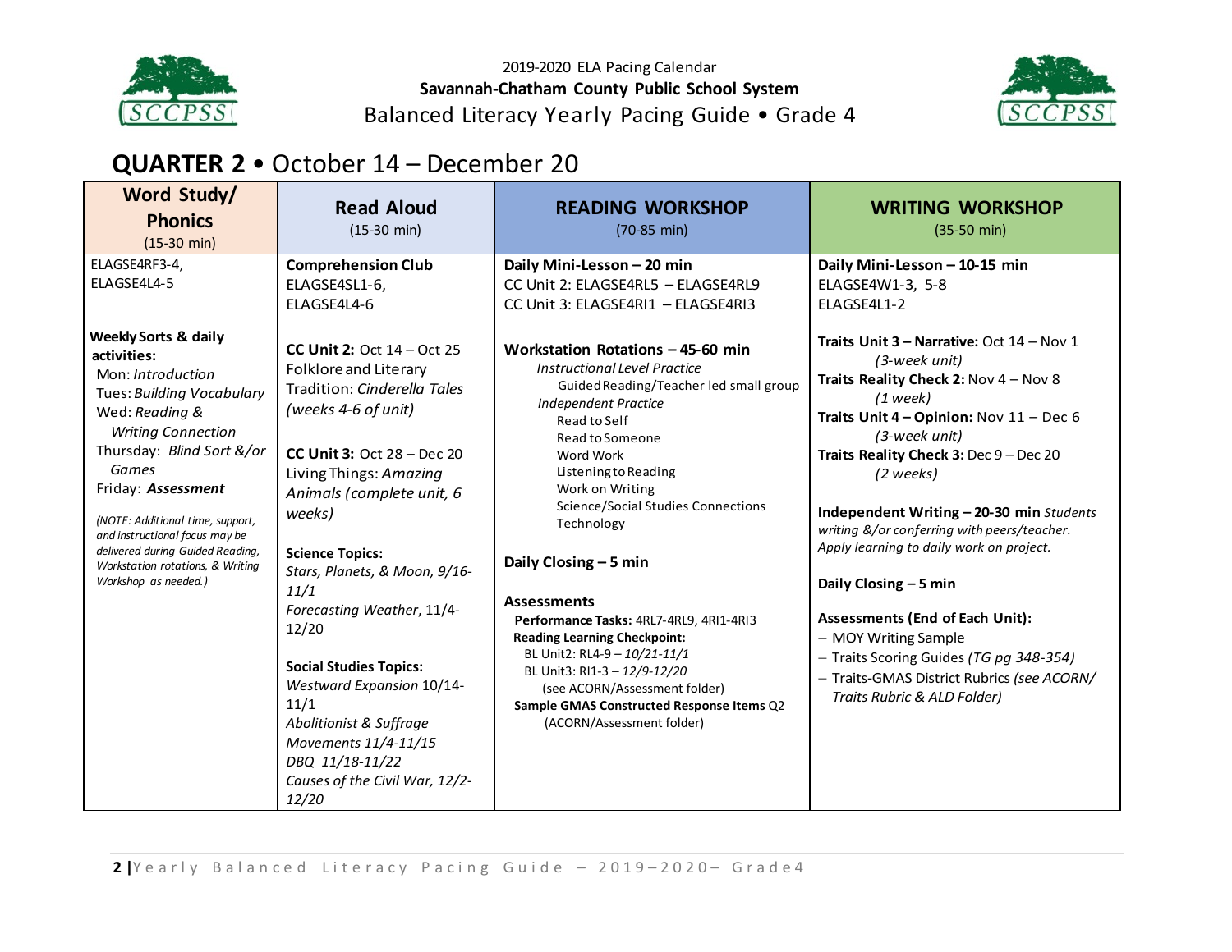2019-2020 ELA Pacing Calendar
**Savannah-Chatham County Public School System**
Balanced Literacy Yearly Pacing Guide • Grade 4

## QUARTER 2 • October 14 – December 20

| **Word Study/ Phonics** (15-30 min) | **Read Aloud** (15-30 min) | **READING WORKSHOP** (70-85 min) | **WRITING WORKSHOP** (35-50 min) |
|---|---|---|---|
| ELAGSE4RF3-4,<br>ELAGSE4L4-5<br><br>**Weekly Sorts & daily activities:**<br>Mon: *Introduction*<br>Tues: *Building Vocabulary*<br>Wed: *Reading & Writing Connection*<br>Thursday: *Blind Sort &/or Games*<br>Friday: ***Assessment***<br><br>*(NOTE: Additional time, support, and instructional focus may be delivered during Guided Reading, Workstation rotations, & Writing Workshop as needed.)* | **Comprehension Club**<br>ELAGSE4SL1-6,<br>ELAGSE4L4-6<br><br>**CC Unit 2:** Oct 14 – Oct 25<br>Folklore and Literary Tradition: *Cinderella Tales (weeks 4-6 of unit)*<br><br>**CC Unit 3:** Oct 28 – Dec 20<br>Living Things: *Amazing Animals (complete unit, 6 weeks)*<br><br>**Science Topics:**<br>*Stars, Planets, & Moon, 9/16-11/1*<br>*Forecasting Weather*, 11/4-12/20<br><br>**Social Studies Topics:**<br>*Westward Expansion* 10/14-11/1<br>*Abolitionist & Suffrage Movements 11/4-11/15*<br>*DBQ 11/18-11/22*<br>*Causes of the Civil War, 12/2-12/20* | **Daily Mini-Lesson – 20 min**<br>CC Unit 2: ELAGSE4RL5 – ELAGSE4RL9<br>CC Unit 3: ELAGSE4RI1 – ELAGSE4RI3<br><br>**Workstation Rotations – 45-60 min**<br>*Instructional Level Practice*<br>Guided Reading/Teacher led small group<br>*Independent Practice*<br>Read to Self<br>Read to Someone<br>Word Work<br>Listening to Reading<br>Work on Writing<br>Science/Social Studies Connections<br>Technology<br><br>**Daily Closing – 5 min**<br><br>**Assessments**<br>**Performance Tasks:** 4RL7-4RL9, 4RI1-4RI3<br>**Reading Learning Checkpoint:**<br>BL Unit2: RL4-9 – *10/21-11/1*<br>BL Unit3: RI1-3 – *12/9-12/20*<br>(see ACORN/Assessment folder)<br>**Sample GMAS Constructed Response Items** Q2 (ACORN/Assessment folder) | **Daily Mini-Lesson – 10-15 min**<br>ELAGSE4W1-3, 5-8<br>ELAGSE4L1-2<br><br>**Traits Unit 3 – Narrative:** Oct 14 – Nov 1 *(3-week unit)*<br>**Traits Reality Check 2:** Nov 4 – Nov 8 *(1 week)*<br>**Traits Unit 4 – Opinion:** Nov 11 – Dec 6 *(3-week unit)*<br>**Traits Reality Check 3:** Dec 9 – Dec 20 *(2 weeks)*<br><br>**Independent Writing – 20-30 min** *Students writing &/or conferring with peers/teacher. Apply learning to daily work on project.*<br><br>**Daily Closing – 5 min**<br><br>**Assessments (End of Each Unit):**<br>– MOY Writing Sample<br>– Traits Scoring Guides *(TG pg 348-354)*<br>– Traits-GMAS District Rubrics *(see ACORN/ Traits Rubric & ALD Folder)* |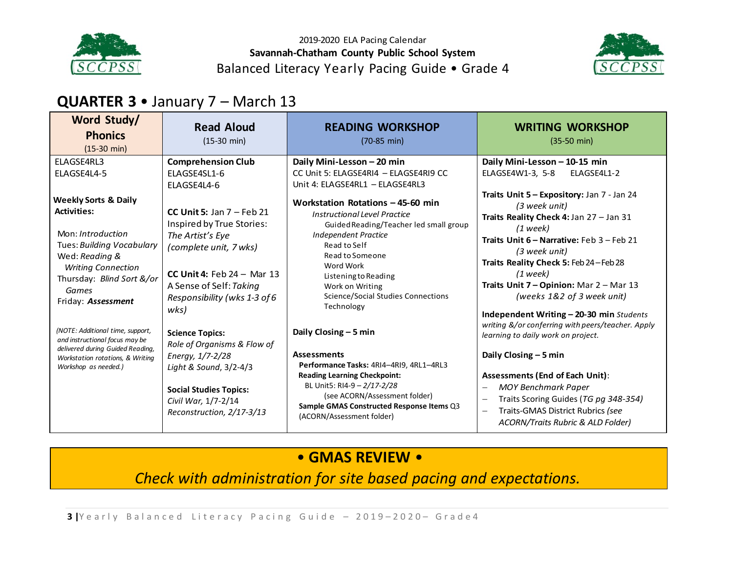2019-2020 ELA Pacing Calendar
**Savannah-Chatham County Public School System**
Balanced Literacy Yearly Pacing Guide • Grade 4

## **QUARTER 3** • January 7 – March 13

| **Word Study/ Phonics** (15-30 min) | **Read Aloud** (15-30 min) | **READING WORKSHOP** (70-85 min) | **WRITING WORKSHOP** (35-50 min) |
|---|---|---|---|
| ELAGSE4RL3<br>ELAGSE4L4-5<br><br>**Weekly Sorts & Daily Activities:**<br><br>Mon: *Introduction*<br>Tues: *Building Vocabulary*<br>Wed: *Reading & Writing Connection*<br>Thursday: *Blind Sort &/or Games*<br>Friday: ***Assessment***<br><br>*(NOTE: Additional time, support, and instructional focus may be delivered during Guided Reading, Workstation rotations, & Writing Workshop as needed.)* | **Comprehension Club**<br>ELAGSE4SL1-6<br>ELAGSE4L4-6<br><br>**CC Unit 5:** Jan 7 – Feb 21<br>Inspired by True Stories: *The Artist's Eye (complete unit, 7 wks)*<br><br>**CC Unit 4:** Feb 24 – Mar 13<br>A Sense of Self: *Taking Responsibility (wks 1-3 of 6 wks)*<br><br>**Science Topics:**<br>*Role of Organisms & Flow of Energy, 1/7-2/28*<br>*Light & Sound*, 3/2-4/3<br><br>**Social Studies Topics:**<br>*Civil War*, 1/7-2/14<br>*Reconstruction*, 2/17-3/13 | **Daily Mini-Lesson – 20 min**<br>CC Unit 5: ELAGSE4RI4 – ELAGSE4RI9 CC Unit 4: ELAGSE4RL1 – ELAGSE4RL3<br><br>**Workstation Rotations – 45-60 min**<br>*Instructional Level Practice*<br>Guided Reading/Teacher led small group<br>*Independent Practice*<br>Read to Self<br>Read to Someone<br>Word Work<br>Listening to Reading<br>Work on Writing<br>Science/Social Studies Connections<br>Technology<br><br>**Daily Closing – 5 min**<br><br>**Assessments**<br>**Performance Tasks:** 4RI4–4RI9, 4RL1–4RL3<br>**Reading Learning Checkpoint:**<br>BL Unit5: RI4-9 – *2/17-2/28*<br>(see ACORN/Assessment folder)<br>**Sample GMAS Constructed Response Items** Q3 (ACORN/Assessment folder) | **Daily Mini-Lesson – 10-15 min**<br>ELAGSE4W1-3, 5-8 ELAGSE4L1-2<br><br>**Traits Unit 5 – Expository:** Jan 7 - Jan 24 *(3 week unit)*<br>**Traits Reality Check 4:** Jan 27 – Jan 31 *(1 week)*<br>**Traits Unit 6 – Narrative:** Feb 3 – Feb 21 *(3 week unit)*<br>**Traits Reality Check 5:** Feb 24 – Feb 28 *(1 week)*<br>**Traits Unit 7 – Opinion:** Mar 2 – Mar 13 *(weeks 1&2 of 3 week unit)*<br><br>**Independent Writing – 20-30 min** *Students writing &/or conferring with peers/teacher. Apply learning to daily work on project.*<br><br>**Daily Closing – 5 min**<br><br>**Assessments (End of Each Unit)**:<br>– *MOY Benchmark Paper*<br>– Traits Scoring Guides (*TG pg 348-354)*<br>– Traits-GMAS District Rubrics *(see ACORN/Traits Rubric & ALD Folder)* |

**• GMAS REVIEW •**

*Check with administration for site based pacing and expectations.*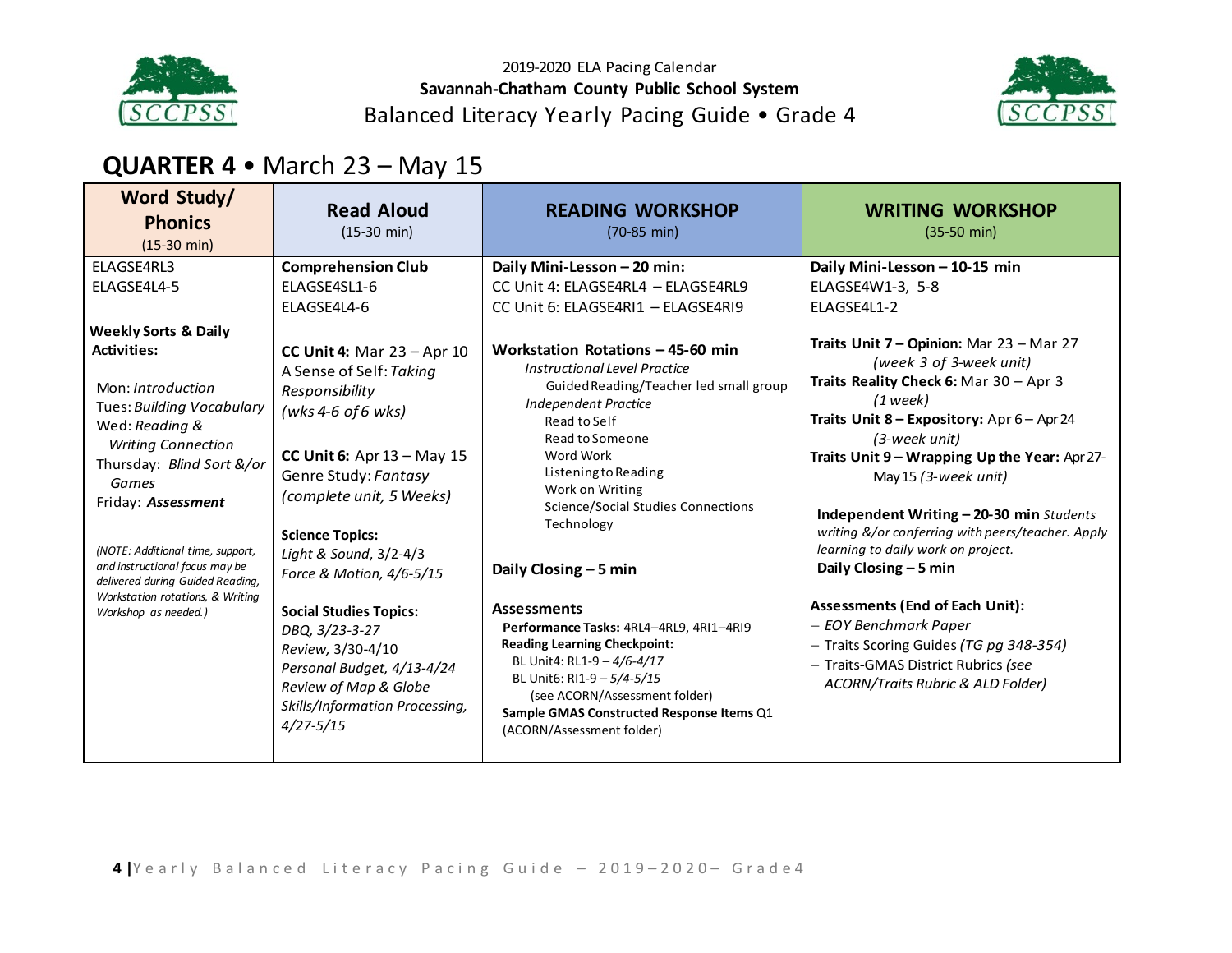2019-2020 ELA Pacing Calendar
**Savannah-Chatham County Public School System**
Balanced Literacy Yearly Pacing Guide • Grade 4

## QUARTER 4 • March 23 – May 15

| **Word Study/ Phonics** (15-30 min) | **Read Aloud** (15-30 min) | **READING WORKSHOP** (70-85 min) | **WRITING WORKSHOP** (35-50 min) |
|---|---|---|---|
| ELAGSE4RL3<br>ELAGSE4L4-5<br><br>**Weekly Sorts & Daily Activities:**<br><br>Mon: *Introduction*<br>Tues: *Building Vocabulary*<br>Wed: *Reading & Writing Connection*<br>Thursday: *Blind Sort &/or Games*<br>Friday: ***Assessment***<br><br>*(NOTE: Additional time, support, and instructional focus may be delivered during Guided Reading, Workstation rotations, & Writing Workshop as needed.)* | **Comprehension Club**<br>ELAGSE4SL1-6<br>ELAGSE4L4-6<br><br>**CC Unit 4:** Mar 23 – Apr 10<br>A Sense of Self: *Taking Responsibility*<br>*(wks 4-6 of 6 wks)*<br><br>**CC Unit 6:** Apr 13 – May 15<br>Genre Study: *Fantasy*<br>*(complete unit, 5 Weeks)*<br><br>**Science Topics:**<br>*Light & Sound*, 3/2-4/3<br>*Force & Motion, 4/6-5/15*<br><br>**Social Studies Topics:**<br>*DBQ, 3/23-3-27*<br>*Review,* 3/30-4/10<br>*Personal Budget, 4/13-4/24*<br>*Review of Map & Globe Skills/Information Processing, 4/27-5/15* | **Daily Mini-Lesson – 20 min:**<br>CC Unit 4: ELAGSE4RL4 – ELAGSE4RL9<br>CC Unit 6: ELAGSE4RI1 – ELAGSE4RI9<br><br>**Workstation Rotations – 45-60 min**<br>*Instructional Level Practice*<br>Guided Reading/Teacher led small group<br>*Independent Practice*<br>Read to Self<br>Read to Someone<br>Word Work<br>Listening to Reading<br>Work on Writing<br>Science/Social Studies Connections<br>Technology<br><br>**Daily Closing – 5 min**<br><br>**Assessments**<br>**Performance Tasks:** 4RL4–4RL9, 4RI1–4RI9<br>**Reading Learning Checkpoint:**<br>BL Unit4: RL1-9 – *4/6-4/17*<br>BL Unit6: RI1-9 – *5/4-5/15*<br>(see ACORN/Assessment folder)<br>**Sample GMAS Constructed Response Items** Q1 (ACORN/Assessment folder) | **Daily Mini-Lesson – 10-15 min**<br>ELAGSE4W1-3, 5-8<br>ELAGSE4L1-2<br><br>**Traits Unit 7 – Opinion:** Mar 23 – Mar 27 *(week 3 of 3-week unit)*<br>**Traits Reality Check 6:** Mar 30 – Apr 3 *(1 week)*<br>**Traits Unit 8 – Expository:** Apr 6 – Apr 24 *(3-week unit)*<br>**Traits Unit 9 – Wrapping Up the Year:** Apr 27- May 15 *(3-week unit)*<br><br>**Independent Writing – 20-30 min** *Students writing &/or conferring with peers/teacher. Apply learning to daily work on project.*<br>**Daily Closing – 5 min**<br><br>**Assessments (End of Each Unit):**<br>– *EOY Benchmark Paper*<br>– Traits Scoring Guides *(TG pg 348-354)*<br>– Traits-GMAS District Rubrics *(see ACORN/Traits Rubric & ALD Folder)* |